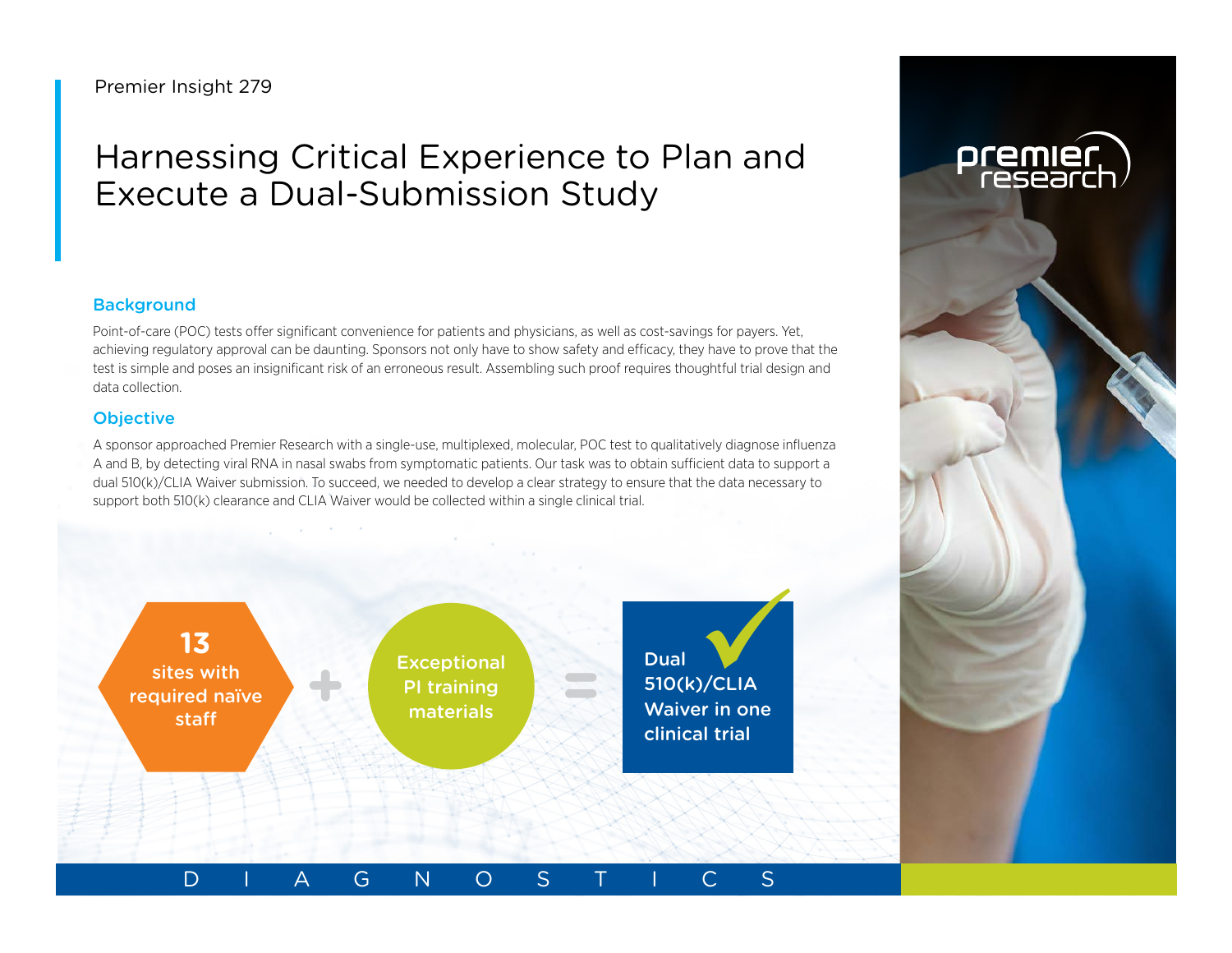Premier Insight 279

# Harnessing Critical Experience to Plan and Execute a Dual-Submission Study

## Background

Point-of-care (POC) tests offer significant convenience for patients and physicians, as well as cost-savings for payers. Yet, achieving regulatory approval can be daunting. Sponsors not only have to show safety and efficacy, they have to prove that the test is simple and poses an insignificant risk of an erroneous result. Assembling such proof requires thoughtful trial design and data collection.

## Objective

A sponsor approached Premier Research with a single-use, multiplexed, molecular, POC test to qualitatively diagnose influenza A and B, by detecting viral RNA in nasal swabs from symptomatic patients. Our task was to obtain sufficient data to support a dual 510(k)/CLIA Waiver submission. To succeed, we needed to develop a clear strategy to ensure that the data necessary to support both 510(k) clearance and CLIA Waiver would be collected within a single clinical trial.

**13** sites with required naïve staff + Exceptional PI training materials = Dual 510(k)/CLIA Waiver in one clinical trial

DIAGNOSTICS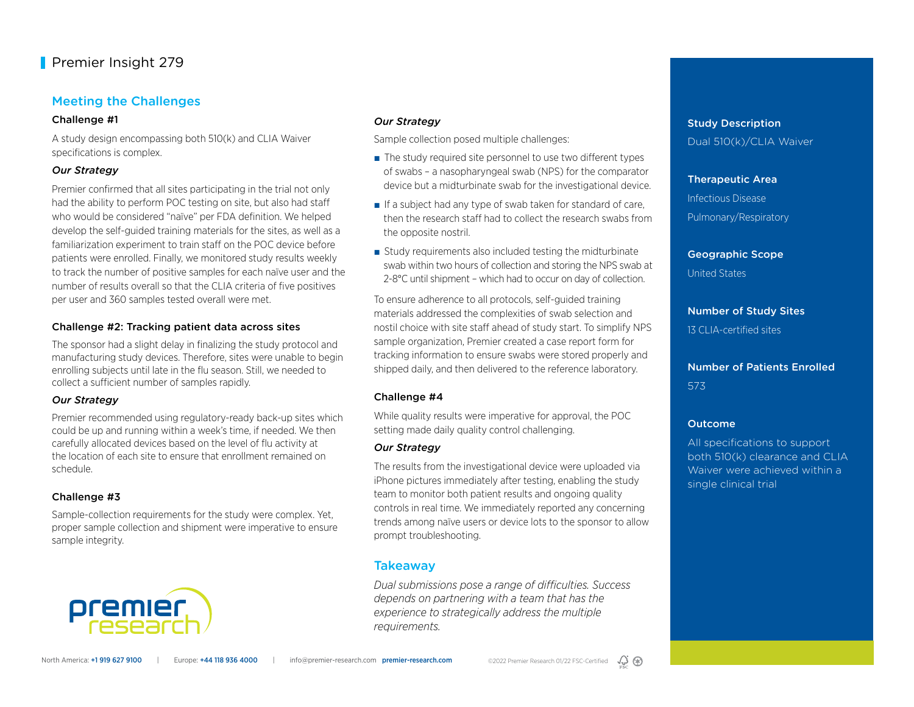# Premier Insight 279

## Meeting the Challenges

### Challenge #1

A study design encompassing both 510(k) and CLIA Waiver specifications is complex.

***Our Strategy***

Premier confirmed that all sites participating in the trial not only had the ability to perform POC testing on site, but also had staff who would be considered "naïve" per FDA definition. We helped develop the self-guided training materials for the sites, as well as a familiarization experiment to train staff on the POC device before patients were enrolled. Finally, we monitored study results weekly to track the number of positive samples for each naïve user and the number of results overall so that the CLIA criteria of five positives per user and 360 samples tested overall were met.

### Challenge #2: Tracking patient data across sites

The sponsor had a slight delay in finalizing the study protocol and manufacturing study devices. Therefore, sites were unable to begin enrolling subjects until late in the flu season. Still, we needed to collect a sufficient number of samples rapidly.

***Our Strategy***

Premier recommended using regulatory-ready back-up sites which could be up and running within a week's time, if needed. We then carefully allocated devices based on the level of flu activity at the location of each site to ensure that enrollment remained on schedule.

### Challenge #3

Sample-collection requirements for the study were complex. Yet, proper sample collection and shipment were imperative to ensure sample integrity.

***Our Strategy***

Sample collection posed multiple challenges:

- The study required site personnel to use two different types of swabs – a nasopharyngeal swab (NPS) for the comparator device but a midturbinate swab for the investigational device.
- If a subject had any type of swab taken for standard of care, then the research staff had to collect the research swabs from the opposite nostril.
- Study requirements also included testing the midturbinate swab within two hours of collection and storing the NPS swab at 2-8°C until shipment – which had to occur on day of collection.

To ensure adherence to all protocols, self-guided training materials addressed the complexities of swab selection and nostil choice with site staff ahead of study start. To simplify NPS sample organization, Premier created a case report form for tracking information to ensure swabs were stored properly and shipped daily, and then delivered to the reference laboratory.

### Challenge #4

While quality results were imperative for approval, the POC setting made daily quality control challenging.

***Our Strategy***

The results from the investigational device were uploaded via iPhone pictures immediately after testing, enabling the study team to monitor both patient results and ongoing quality controls in real time. We immediately reported any concerning trends among naïve users or device lots to the sponsor to allow prompt troubleshooting.

## Takeaway

*Dual submissions pose a range of difficulties. Success depends on partnering with a team that has the experience to strategically address the multiple requirements.*

---

**Study Description**
Dual 510(k)/CLIA Waiver

**Therapeutic Area**
Infectious Disease
Pulmonary/Respiratory

**Geographic Scope**
United States

**Number of Study Sites**
13 CLIA-certified sites

**Number of Patients Enrolled**
573

**Outcome**
All specifications to support both 510(k) clearance and CLIA Waiver were achieved within a single clinical trial

---

premier research

North America: +1 919 627 9100 | Europe: +44 118 936 4000 | info@premier-research.com premier-research.com

©2022 Premier Research 01/22 FSC-Certified